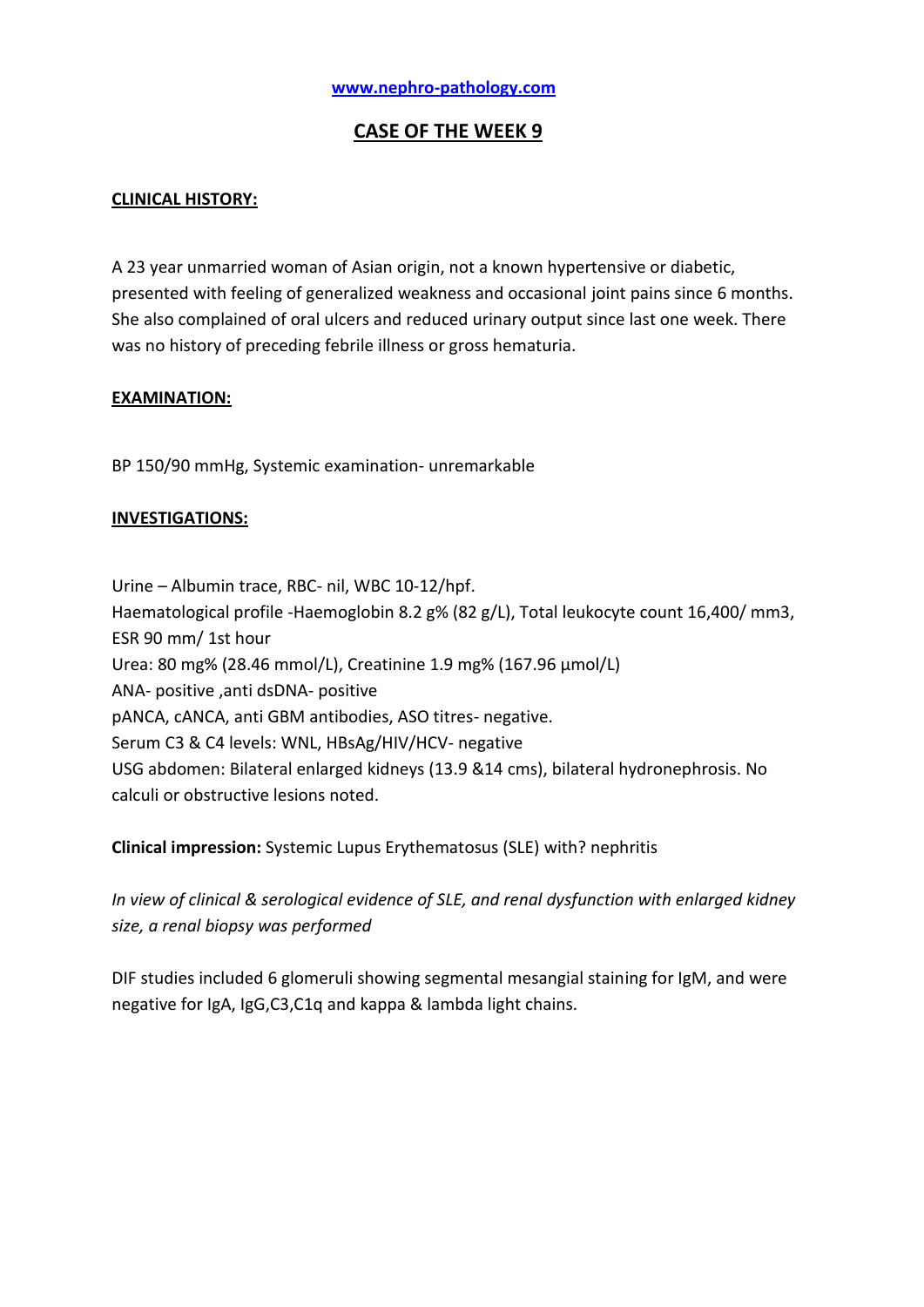www.nephro-pathology.com

# CASE OF THE WEEK 9

## CLINICAL HISTORY:

A 23 year unmarried woman of Asian origin, not a known hypertensive or diabetic, presented with feeling of generalized weakness and occasional joint pains since 6 months. She also complained of oral ulcers and reduced urinary output since last one week. There was no history of preceding febrile illness or gross hematuria.

## EXAMINATION:

BP 150/90 mmHg, Systemic examination- unremarkable

## INVESTIGATIONS:

Urine – Albumin trace, RBC- nil, WBC 10-12/hpf.
Haematological profile -Haemoglobin 8.2 g% (82 g/L), Total leukocyte count 16,400/ mm3, ESR 90 mm/ 1st hour
Urea: 80 mg% (28.46 mmol/L), Creatinine 1.9 mg% (167.96 µmol/L)
ANA- positive ,anti dsDNA- positive
pANCA, cANCA, anti GBM antibodies, ASO titres- negative.
Serum C3 & C4 levels: WNL, HBsAg/HIV/HCV- negative
USG abdomen: Bilateral enlarged kidneys (13.9 &14 cms), bilateral hydronephrosis. No calculi or obstructive lesions noted.

**Clinical impression:** Systemic Lupus Erythematosus (SLE) with? nephritis

*In view of clinical & serological evidence of SLE, and renal dysfunction with enlarged kidney size, a renal biopsy was performed*

DIF studies included 6 glomeruli showing segmental mesangial staining for IgM, and were negative for IgA, IgG,C3,C1q and kappa & lambda light chains.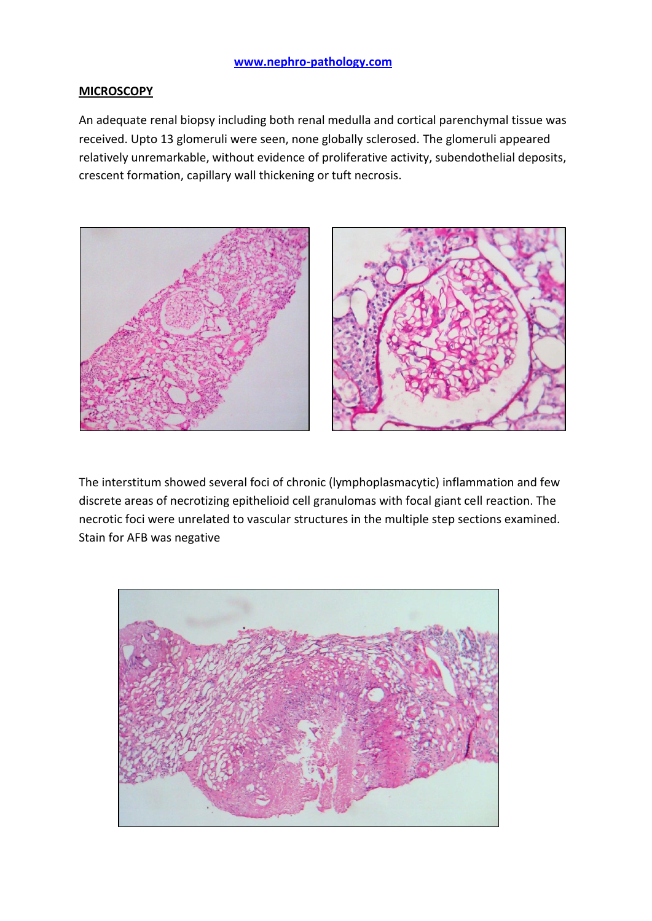## MICROSCOPY

An adequate renal biopsy including both renal medulla and cortical parenchymal tissue was received. Upto 13 glomeruli were seen, none globally sclerosed. The glomeruli appeared relatively unremarkable, without evidence of proliferative activity, subendothelial deposits, crescent formation, capillary wall thickening or tuft necrosis.

The interstitum showed several foci of chronic (lymphoplasmacytic) inflammation and few discrete areas of necrotizing epithelioid cell granulomas with focal giant cell reaction. The necrotic foci were unrelated to vascular structures in the multiple step sections examined. Stain for AFB was negative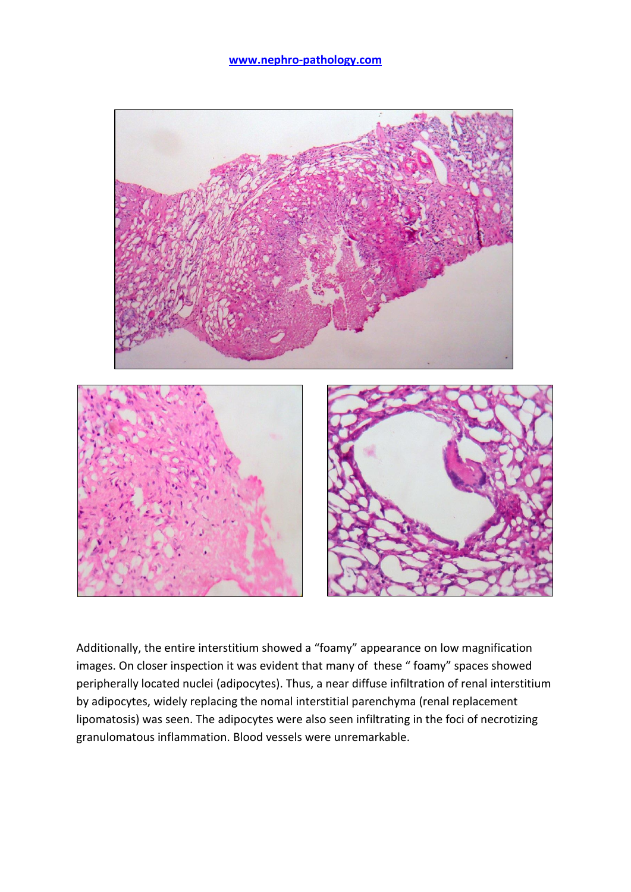Additionally, the entire interstitium showed a “foamy” appearance on low magnification images. On closer inspection it was evident that many of these “ foamy” spaces showed peripherally located nuclei (adipocytes). Thus, a near diffuse infiltration of renal interstitium by adipocytes, widely replacing the nomal interstitial parenchyma (renal replacement lipomatosis) was seen. The adipocytes were also seen infiltrating in the foci of necrotizing granulomatous inflammation. Blood vessels were unremarkable.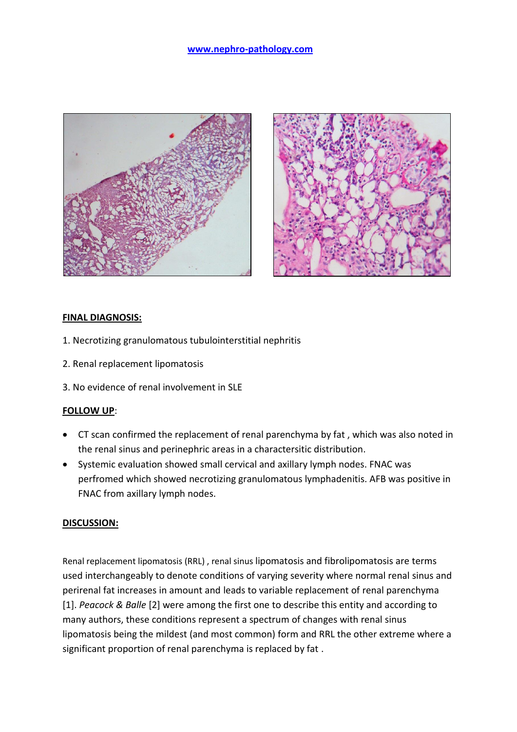**FINAL DIAGNOSIS:**

1. Necrotizing granulomatous tubulointerstitial nephritis

2. Renal replacement lipomatosis

3. No evidence of renal involvement in SLE

**FOLLOW UP**:

- CT scan confirmed the replacement of renal parenchyma by fat , which was also noted in the renal sinus and perinephric areas in a charactersitic distribution.
- Systemic evaluation showed small cervical and axillary lymph nodes. FNAC was perfromed which showed necrotizing granulomatous lymphadenitis. AFB was positive in FNAC from axillary lymph nodes.

**DISCUSSION:**

Renal replacement lipomatosis (RRL) , renal sinus lipomatosis and fibrolipomatosis are terms used interchangeably to denote conditions of varying severity where normal renal sinus and perirenal fat increases in amount and leads to variable replacement of renal parenchyma [1]. *Peacock & Balle* [2] were among the first one to describe this entity and according to many authors, these conditions represent a spectrum of changes with renal sinus lipomatosis being the mildest (and most common) form and RRL the other extreme where a significant proportion of renal parenchyma is replaced by fat .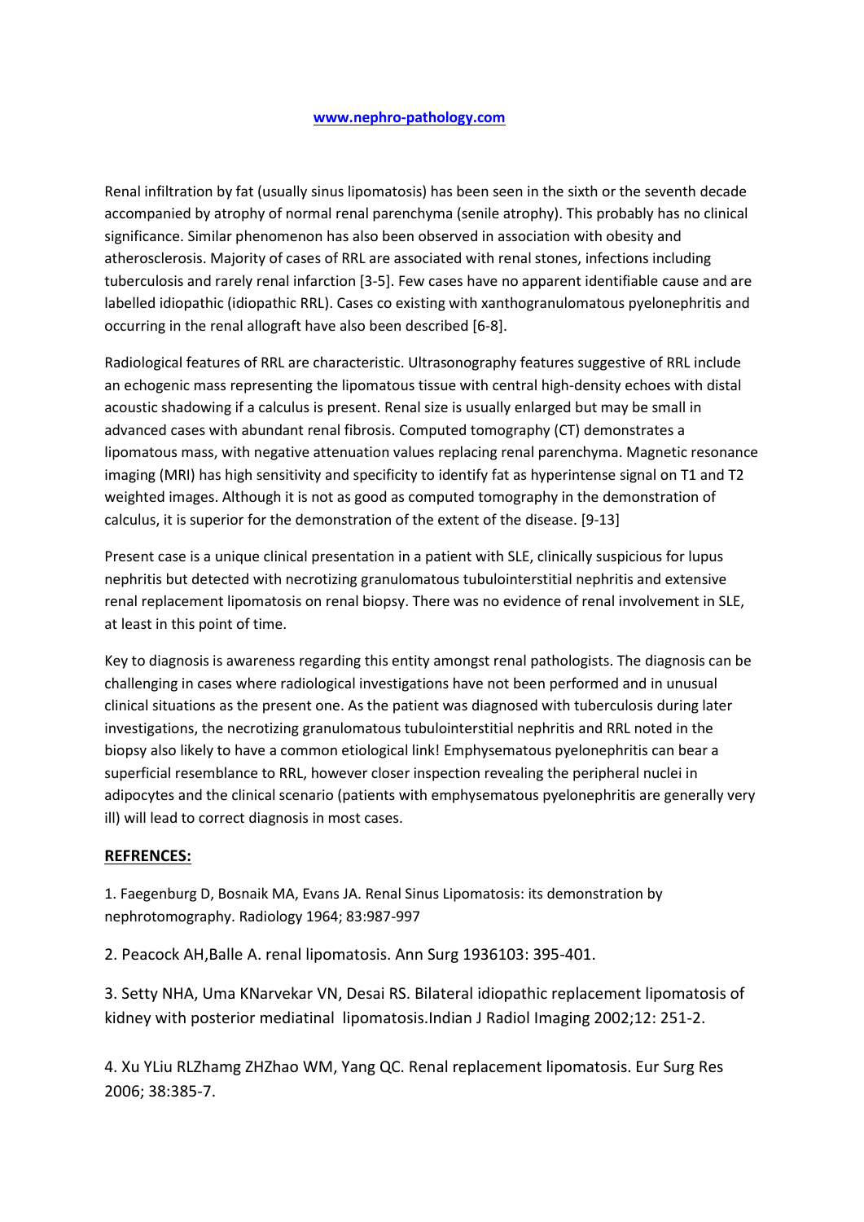Renal infiltration by fat (usually sinus lipomatosis) has been seen in the sixth or the seventh decade accompanied by atrophy of normal renal parenchyma (senile atrophy). This probably has no clinical significance. Similar phenomenon has also been observed in association with obesity and atherosclerosis. Majority of cases of RRL are associated with renal stones, infections including tuberculosis and rarely renal infarction [3-5]. Few cases have no apparent identifiable cause and are labelled idiopathic (idiopathic RRL). Cases co existing with xanthogranulomatous pyelonephritis and occurring in the renal allograft have also been described [6-8].

Radiological features of RRL are characteristic. Ultrasonography features suggestive of RRL include an echogenic mass representing the lipomatous tissue with central high-density echoes with distal acoustic shadowing if a calculus is present. Renal size is usually enlarged but may be small in advanced cases with abundant renal fibrosis. Computed tomography (CT) demonstrates a lipomatous mass, with negative attenuation values replacing renal parenchyma. Magnetic resonance imaging (MRI) has high sensitivity and specificity to identify fat as hyperintense signal on T1 and T2 weighted images. Although it is not as good as computed tomography in the demonstration of calculus, it is superior for the demonstration of the extent of the disease. [9-13]

Present case is a unique clinical presentation in a patient with SLE, clinically suspicious for lupus nephritis but detected with necrotizing granulomatous tubulointerstitial nephritis and extensive renal replacement lipomatosis on renal biopsy. There was no evidence of renal involvement in SLE, at least in this point of time.

Key to diagnosis is awareness regarding this entity amongst renal pathologists. The diagnosis can be challenging in cases where radiological investigations have not been performed and in unusual clinical situations as the present one. As the patient was diagnosed with tuberculosis during later investigations, the necrotizing granulomatous tubulointerstitial nephritis and RRL noted in the biopsy also likely to have a common etiological link! Emphysematous pyelonephritis can bear a superficial resemblance to RRL, however closer inspection revealing the peripheral nuclei in adipocytes and the clinical scenario (patients with emphysematous pyelonephritis are generally very ill) will lead to correct diagnosis in most cases.

**REFRENCES:**

1. Faegenburg D, Bosnaik MA, Evans JA. Renal Sinus Lipomatosis: its demonstration by nephrotomography. Radiology 1964; 83:987-997

2. Peacock AH,Balle A. renal lipomatosis. Ann Surg 1936103: 395-401.

3. Setty NHA, Uma KNarvekar VN, Desai RS. Bilateral idiopathic replacement lipomatosis of kidney with posterior mediatinal lipomatosis.Indian J Radiol Imaging 2002;12: 251-2.

4. Xu YLiu RLZhamg ZHZhao WM, Yang QC. Renal replacement lipomatosis. Eur Surg Res 2006; 38:385-7.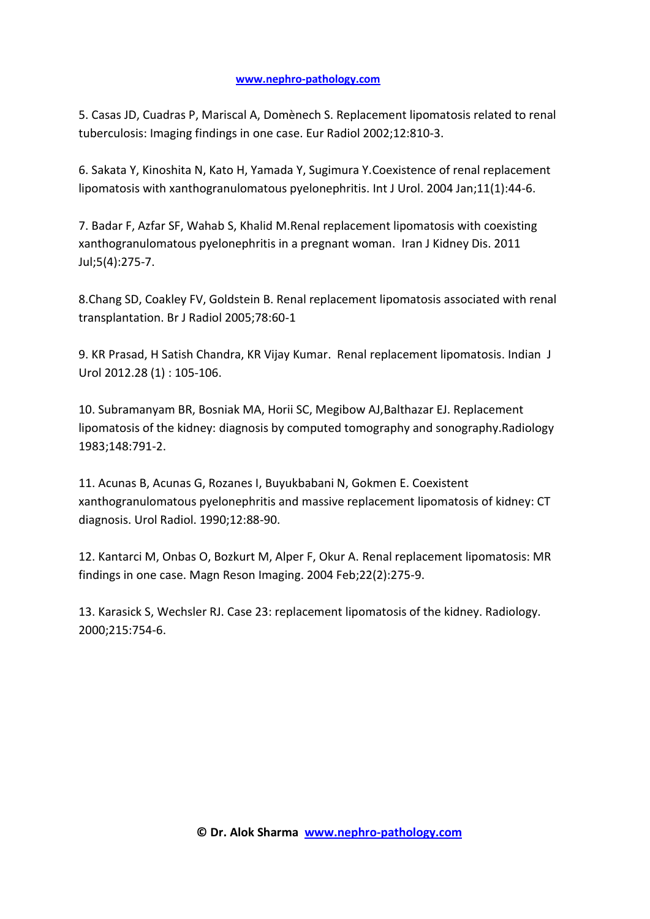5. Casas JD, Cuadras P, Mariscal A, Domènech S. Replacement lipomatosis related to renal tuberculosis: Imaging findings in one case. Eur Radiol 2002;12:810-3.

6. Sakata Y, Kinoshita N, Kato H, Yamada Y, Sugimura Y.Coexistence of renal replacement lipomatosis with xanthogranulomatous pyelonephritis. Int J Urol. 2004 Jan;11(1):44-6.

7. Badar F, Azfar SF, Wahab S, Khalid M.Renal replacement lipomatosis with coexisting xanthogranulomatous pyelonephritis in a pregnant woman. Iran J Kidney Dis. 2011 Jul;5(4):275-7.

8.Chang SD, Coakley FV, Goldstein B. Renal replacement lipomatosis associated with renal transplantation. Br J Radiol 2005;78:60-1

9. KR Prasad, H Satish Chandra, KR Vijay Kumar. Renal replacement lipomatosis. Indian J Urol 2012.28 (1) : 105-106.

10. Subramanyam BR, Bosniak MA, Horii SC, Megibow AJ,Balthazar EJ. Replacement lipomatosis of the kidney: diagnosis by computed tomography and sonography.Radiology 1983;148:791-2.

11. Acunas B, Acunas G, Rozanes I, Buyukbabani N, Gokmen E. Coexistent xanthogranulomatous pyelonephritis and massive replacement lipomatosis of kidney: CT diagnosis. Urol Radiol. 1990;12:88-90.

12. Kantarci M, Onbas O, Bozkurt M, Alper F, Okur A. Renal replacement lipomatosis: MR findings in one case. Magn Reson Imaging. 2004 Feb;22(2):275-9.

13. Karasick S, Wechsler RJ. Case 23: replacement lipomatosis of the kidney. Radiology. 2000;215:754-6.